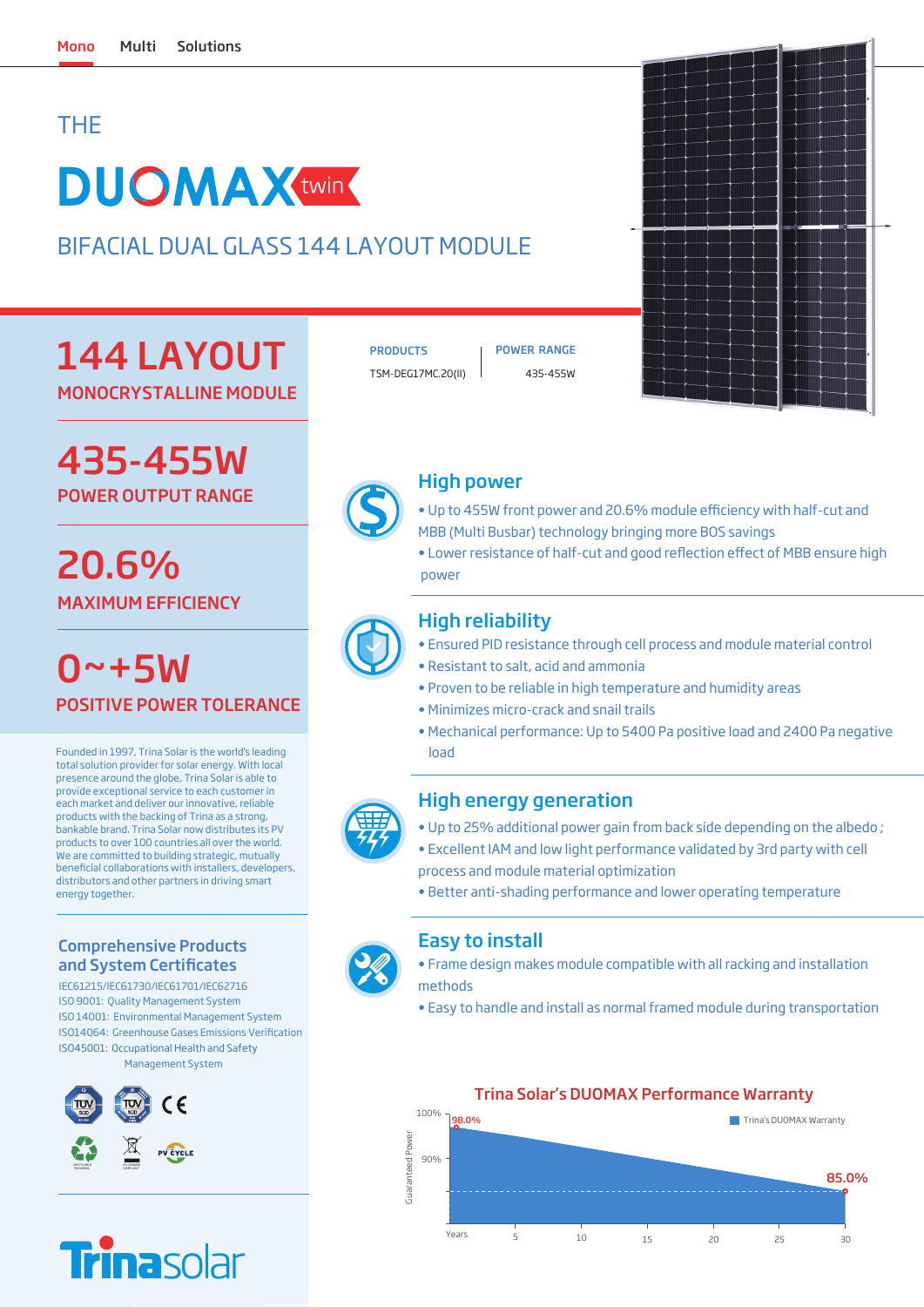Mono Multi Solutions

# THE DUOMAX twin

## BIFACIAL DUAL GLASS 144 LAYOUT MODULE

| PRODUCTS | POWER RANGE |
| --- | --- |
| TSM-DEG17MC.20(II) | 435-455W |

## 144 LAYOUT

**MONOCRYSTALLINE MODULE**

## 435-455W

**POWER OUTPUT RANGE**

## 20.6%

**MAXIMUM EFFICIENCY**

## 0~+5W

**POSITIVE POWER TOLERANCE**

Founded in 1997, Trina Solar is the world's leading total solution provider for solar energy. With local presence around the globe, Trina Solar is able to provide exceptional service to each customer in each market and deliver our innovative, reliable products with the backing of Trina as a strong, bankable brand. Trina Solar now distributes its PV products to over 100 countries all over the world. We are committed to building strategic, mutually beneficial collaborations with installers, developers, distributors and other partners in driving smart energy together.

### Comprehensive Products and System Certificates

IEC61215/IEC61730/IEC61701/IEC62716
ISO 9001: Quality Management System
ISO 14001: Environmental Management System
ISO14064: Greenhouse Gases Emissions Verification
ISO45001: Occupational Health and Safety Management System

### High power

- Up to 455W front power and 20.6% module efficiency with half-cut and MBB (Multi Busbar) technology bringing more BOS savings
- Lower resistance of half-cut and good reflection effect of MBB ensure high power

### High reliability

- Ensured PID resistance through cell process and module material control
- Resistant to salt, acid and ammonia
- Proven to be reliable in high temperature and humidity areas
- Minimizes micro-crack and snail trails
- Mechanical performance: Up to 5400 Pa positive load and 2400 Pa negative load

### High energy generation

- Up to 25% additional power gain from back side depending on the albedo ;
- Excellent IAM and low light performance validated by 3rd party with cell process and module material optimization
- Better anti-shading performance and lower operating temperature

### Easy to install

- Frame design makes module compatible with all racking and installation methods
- Easy to handle and install as normal framed module during transportation

### Trina Solar's DUOMAX Performance Warranty

Trina's DUOMAX Warranty

Guaranteed Power: 100%, 90%; 98.0% (start) to 85.0% (year 30)

Years: 5, 10, 15, 20, 25, 30

Trinasolar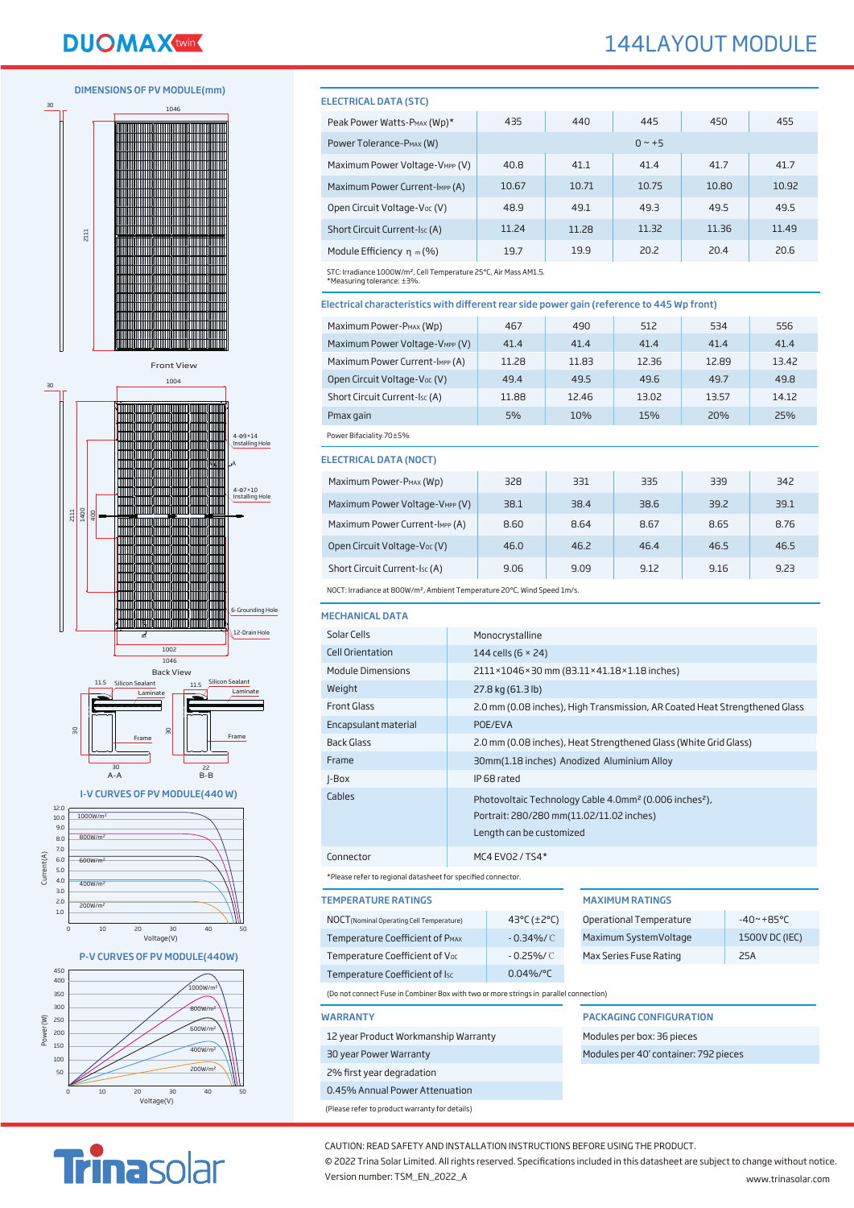# DUOMAX twin

# 144LAYOUT MODULE

## DIMENSIONS OF PV MODULE(mm)

30
1046
2111
Front View

30
1004
4-Φ9×14 Installing Hole
A
4-Φ7×10 Installing Hole
2111
1400
400
6-Grounding Hole
12-Drain Hole
1002
1046
Back View

11.5 Silicon Sealant
Laminate
Frame
30
30
A-A

11.5 Silicon Sealant
Laminate
Frame
30
22
B-B

## I-V CURVES OF PV MODULE(440 W)

Current(A)
12.0
10.0
9.0
8.0
7.0
6.0
5.0
4.0
3.0
2.0
1.0
0
1000W/m²
800W/m²
600W/m²
400W/m²
200W/m²
10 20 30 40 50
Voltage(V)

## P-V CURVES OF PV MODULE(440W)

Power(W)
450
400
350
300
250
200
150
100
50
0
1000W/m²
800W/m²
600W/m²
400W/m²
200W/m²
10 20 30 40 50
Voltage(V)

## ELECTRICAL DATA (STC)

| | | | | | |
|---|---|---|---|---|---|
| Peak Power Watts-$P_{MAX}$ (Wp)* | 435 | 440 | 445 | 450 | 455 |
| Power Tolerance-$P_{MAX}$ (W) | 0 ~ +5 | | | | |
| Maximum Power Voltage-$V_{MPP}$ (V) | 40.8 | 41.1 | 41.4 | 41.7 | 41.7 |
| Maximum Power Current-$I_{MPP}$ (A) | 10.67 | 10.71 | 10.75 | 10.80 | 10.92 |
| Open Circuit Voltage-$V_{OC}$ (V) | 48.9 | 49.1 | 49.3 | 49.5 | 49.5 |
| Short Circuit Current-$I_{SC}$ (A) | 11.24 | 11.28 | 11.32 | 11.36 | 11.49 |
| Module Efficiency η m (%) | 19.7 | 19.9 | 20.2 | 20.4 | 20.6 |

STC: Irradiance 1000W/m², Cell Temperature 25°C, Air Mass AM1.5.
*Measuring tolerance: ±3%.

## Electrical characteristics with different rear side power gain (reference to 445 Wp front)

| | | | | | |
|---|---|---|---|---|---|
| Maximum Power-$P_{MAX}$ (Wp) | 467 | 490 | 512 | 534 | 556 |
| Maximum Power Voltage-$V_{MPP}$ (V) | 41.4 | 41.4 | 41.4 | 41.4 | 41.4 |
| Maximum Power Current-$I_{MPP}$ (A) | 11.28 | 11.83 | 12.36 | 12.89 | 13.42 |
| Open Circuit Voltage-$V_{OC}$ (V) | 49.4 | 49.5 | 49.6 | 49.7 | 49.8 |
| Short Circuit Current-$I_{SC}$ (A) | 11.88 | 12.46 | 13.02 | 13.57 | 14.12 |
| Pmax gain | 5% | 10% | 15% | 20% | 25% |

Power Bifaciality 70±5%.

## ELECTRICAL DATA (NOCT)

| | | | | | |
|---|---|---|---|---|---|
| Maximum Power-$P_{MAX}$ (Wp) | 328 | 331 | 335 | 339 | 342 |
| Maximum Power Voltage-$V_{MPP}$ (V) | 38.1 | 38.4 | 38.6 | 39.2 | 39.1 |
| Maximum Power Current-$I_{MPP}$ (A) | 8.60 | 8.64 | 8.67 | 8.65 | 8.76 |
| Open Circuit Voltage-$V_{OC}$ (V) | 46.0 | 46.2 | 46.4 | 46.5 | 46.5 |
| Short Circuit Current-$I_{SC}$ (A) | 9.06 | 9.09 | 9.12 | 9.16 | 9.23 |

NOCT: Irradiance at 800W/m², Ambient Temperature 20°C, Wind Speed 1m/s.

## MECHANICAL DATA

| | |
|---|---|
| Solar Cells | Monocrystalline |
| Cell Orientation | 144 cells (6 × 24) |
| Module Dimensions | 2111×1046×30 mm (83.11×41.18×1.18 inches) |
| Weight | 27.8 kg (61.3 lb) |
| Front Glass | 2.0 mm (0.08 inches), High Transmission, AR Coated Heat Strengthened Glass |
| Encapsulant material | POE/EVA |
| Back Glass | 2.0 mm (0.08 inches), Heat Strengthened Glass (White Grid Glass) |
| Frame | 30mm(1.18 inches) Anodized Aluminium Alloy |
| J-Box | IP 68 rated |
| Cables | Photovoltaic Technology Cable 4.0mm² (0.006 inches²), Portrait: 280/280 mm(11.02/11.02 inches) Length can be customized |
| Connector | MC4 EVO2 / TS4* |

*Please refer to regional datasheet for specified connector.

## TEMPERATURE RATINGS

| | |
|---|---|
| NOCT (Nominal Operating Cell Temperature) | 43°C (±2°C) |
| Temperature Coefficient of $P_{MAX}$ | - 0.34%/°C |
| Temperature Coefficient of $V_{OC}$ | - 0.25%/°C |
| Temperature Coefficient of $I_{SC}$ | 0.04%/°C |

## MAXIMUM RATINGS

| | |
|---|---|
| Operational Temperature | -40~+85°C |
| Maximum System Voltage | 1500V DC (IEC) |
| Max Series Fuse Rating | 25A |

(Do not connect Fuse in Combiner Box with two or more strings in parallel connection)

## WARRANTY

- 12 year Product Workmanship Warranty
- 30 year Power Warranty
- 2% first year degradation
- 0.45% Annual Power Attenuation

(Please refer to product warranty for details)

## PACKAGING CONFIGURATION

- Modules per box: 36 pieces
- Modules per 40' container: 792 pieces

Trinasolar

CAUTION: READ SAFETY AND INSTALLATION INSTRUCTIONS BEFORE USING THE PRODUCT.
© 2022 Trina Solar Limited. All rights reserved. Specifications included in this datasheet are subject to change without notice.
Version number: TSM_EN_2022_A

www.trinasolar.com